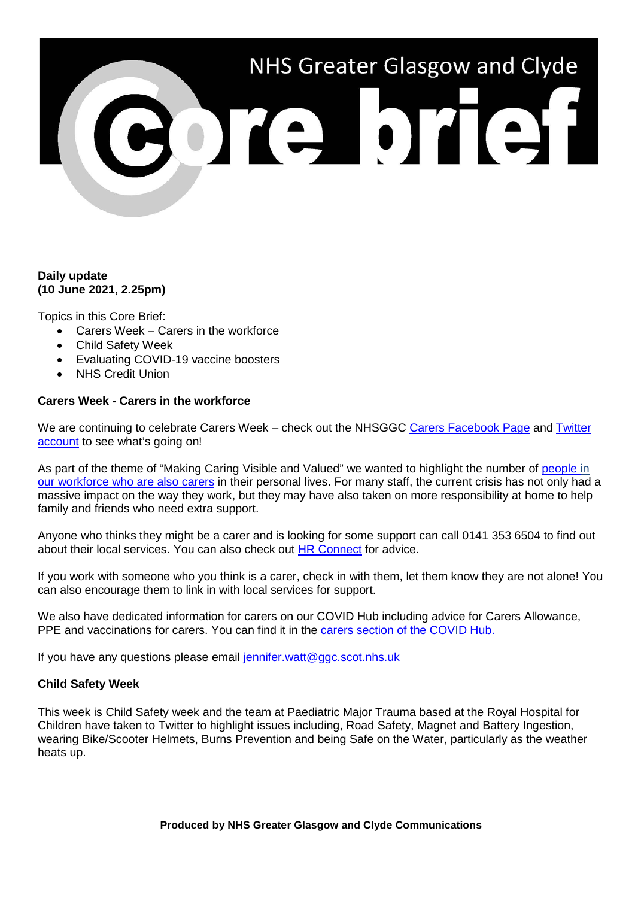# NHS Greater Glasgow and Clyde Core brief

**Daily update**
**(10 June 2021, 2.25pm)**

Topics in this Core Brief:

- Carers Week – Carers in the workforce
- Child Safety Week
- Evaluating COVID-19 vaccine boosters
- NHS Credit Union

**Carers Week - Carers in the workforce**

We are continuing to celebrate Carers Week – check out the NHSGGC Carers Facebook Page and Twitter account to see what's going on!

As part of the theme of "Making Caring Visible and Valued" we wanted to highlight the number of people in our workforce who are also carers in their personal lives. For many staff, the current crisis has not only had a massive impact on the way they work, but they may have also taken on more responsibility at home to help family and friends who need extra support.

Anyone who thinks they might be a carer and is looking for some support can call 0141 353 6504 to find out about their local services. You can also check out HR Connect for advice.

If you work with someone who you think is a carer, check in with them, let them know they are not alone! You can also encourage them to link in with local services for support.

We also have dedicated information for carers on our COVID Hub including advice for Carers Allowance, PPE and vaccinations for carers. You can find it in the carers section of the COVID Hub.

If you have any questions please email jennifer.watt@ggc.scot.nhs.uk

**Child Safety Week**

This week is Child Safety week and the team at Paediatric Major Trauma based at the Royal Hospital for Children have taken to Twitter to highlight issues including, Road Safety, Magnet and Battery Ingestion, wearing Bike/Scooter Helmets, Burns Prevention and being Safe on the Water, particularly as the weather heats up.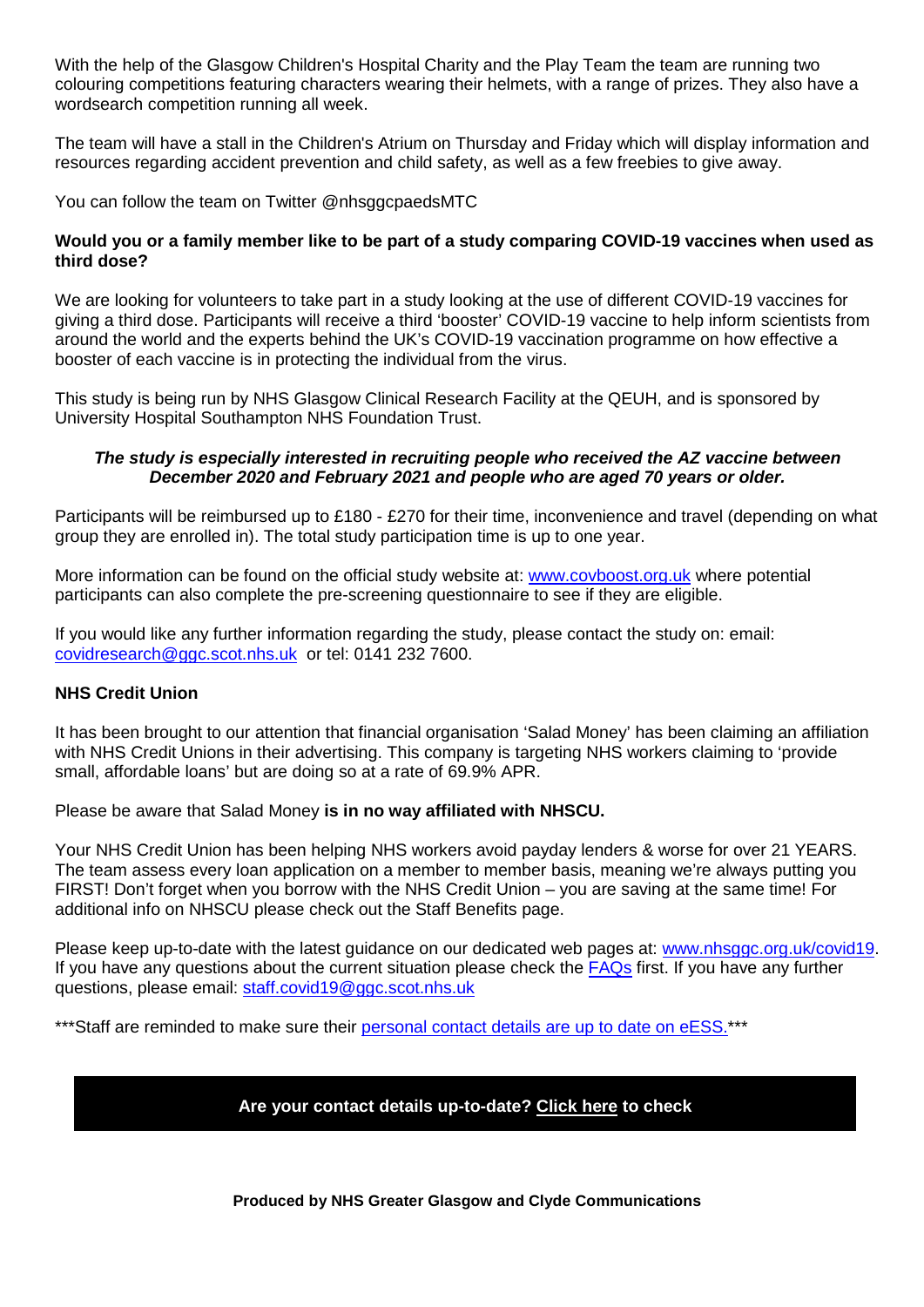With the help of the Glasgow Children's Hospital Charity and the Play Team the team are running two colouring competitions featuring characters wearing their helmets, with a range of prizes. They also have a wordsearch competition running all week.

The team will have a stall in the Children's Atrium on Thursday and Friday which will display information and resources regarding accident prevention and child safety, as well as a few freebies to give away.

You can follow the team on Twitter @nhsggcpaedsMTC

**Would you or a family member like to be part of a study comparing COVID-19 vaccines when used as third dose?**

We are looking for volunteers to take part in a study looking at the use of different COVID-19 vaccines for giving a third dose. Participants will receive a third 'booster' COVID-19 vaccine to help inform scientists from around the world and the experts behind the UK's COVID-19 vaccination programme on how effective a booster of each vaccine is in protecting the individual from the virus.

This study is being run by NHS Glasgow Clinical Research Facility at the QEUH, and is sponsored by University Hospital Southampton NHS Foundation Trust.

***The study is especially interested in recruiting people who received the AZ vaccine between December 2020 and February 2021 and people who are aged 70 years or older.***

Participants will be reimbursed up to £180 - £270 for their time, inconvenience and travel (depending on what group they are enrolled in). The total study participation time is up to one year.

More information can be found on the official study website at: [www.covboost.org.uk](www.covboost.org.uk) where potential participants can also complete the pre-screening questionnaire to see if they are eligible.

If you would like any further information regarding the study, please contact the study on: email: [covidresearch@ggc.scot.nhs.uk](mailto:covidresearch@ggc.scot.nhs.uk) or tel: 0141 232 7600.

**NHS Credit Union**

It has been brought to our attention that financial organisation 'Salad Money' has been claiming an affiliation with NHS Credit Unions in their advertising. This company is targeting NHS workers claiming to 'provide small, affordable loans' but are doing so at a rate of 69.9% APR.

Please be aware that Salad Money **is in no way affiliated with NHSCU.**

Your NHS Credit Union has been helping NHS workers avoid payday lenders & worse for over 21 YEARS. The team assess every loan application on a member to member basis, meaning we're always putting you FIRST! Don't forget when you borrow with the NHS Credit Union – you are saving at the same time! For additional info on NHSCU please check out the Staff Benefits page.

Please keep up-to-date with the latest guidance on our dedicated web pages at: [www.nhsggc.org.uk/covid19](www.nhsggc.org.uk/covid19). If you have any questions about the current situation please check the FAQs first. If you have any further questions, please email: [staff.covid19@ggc.scot.nhs.uk](mailto:staff.covid19@ggc.scot.nhs.uk)

***Staff are reminded to make sure their personal contact details are up to date on eESS.***

**Are your contact details up-to-date? Click here to check**

**Produced by NHS Greater Glasgow and Clyde Communications**